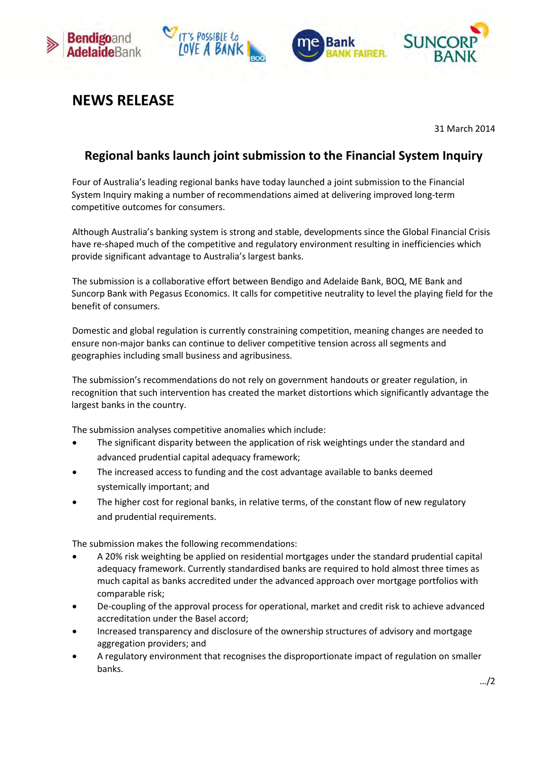# NEWS RELEASE

31 March 2014

## Regional banks launch joint submission to the Financial System Inquiry

Four of Australia's leading regional banks have today launched a joint submission to the Financial System Inquiry making a number of recommendations aimed at delivering improved long-term competitive outcomes for consumers.

Although Australia's banking system is strong and stable, developments since the Global Financial Crisis have re-shaped much of the competitive and regulatory environment resulting in inefficiencies which provide significant advantage to Australia's largest banks.

The submission is a collaborative effort between Bendigo and Adelaide Bank, BOQ, ME Bank and Suncorp Bank with Pegasus Economics. It calls for competitive neutrality to level the playing field for the benefit of consumers.

Domestic and global regulation is currently constraining competition, meaning changes are needed to ensure non-major banks can continue to deliver competitive tension across all segments and geographies including small business and agribusiness.

The submission's recommendations do not rely on government handouts or greater regulation, in recognition that such intervention has created the market distortions which significantly advantage the largest banks in the country.

The submission analyses competitive anomalies which include:

- The significant disparity between the application of risk weightings under the standard and advanced prudential capital adequacy framework;
- The increased access to funding and the cost advantage available to banks deemed systemically important; and
- The higher cost for regional banks, in relative terms, of the constant flow of new regulatory and prudential requirements.

The submission makes the following recommendations:

- A 20% risk weighting be applied on residential mortgages under the standard prudential capital adequacy framework. Currently standardised banks are required to hold almost three times as much capital as banks accredited under the advanced approach over mortgage portfolios with comparable risk;
- De-coupling of the approval process for operational, market and credit risk to achieve advanced accreditation under the Basel accord;
- Increased transparency and disclosure of the ownership structures of advisory and mortgage aggregation providers; and
- A regulatory environment that recognises the disproportionate impact of regulation on smaller banks.

…/2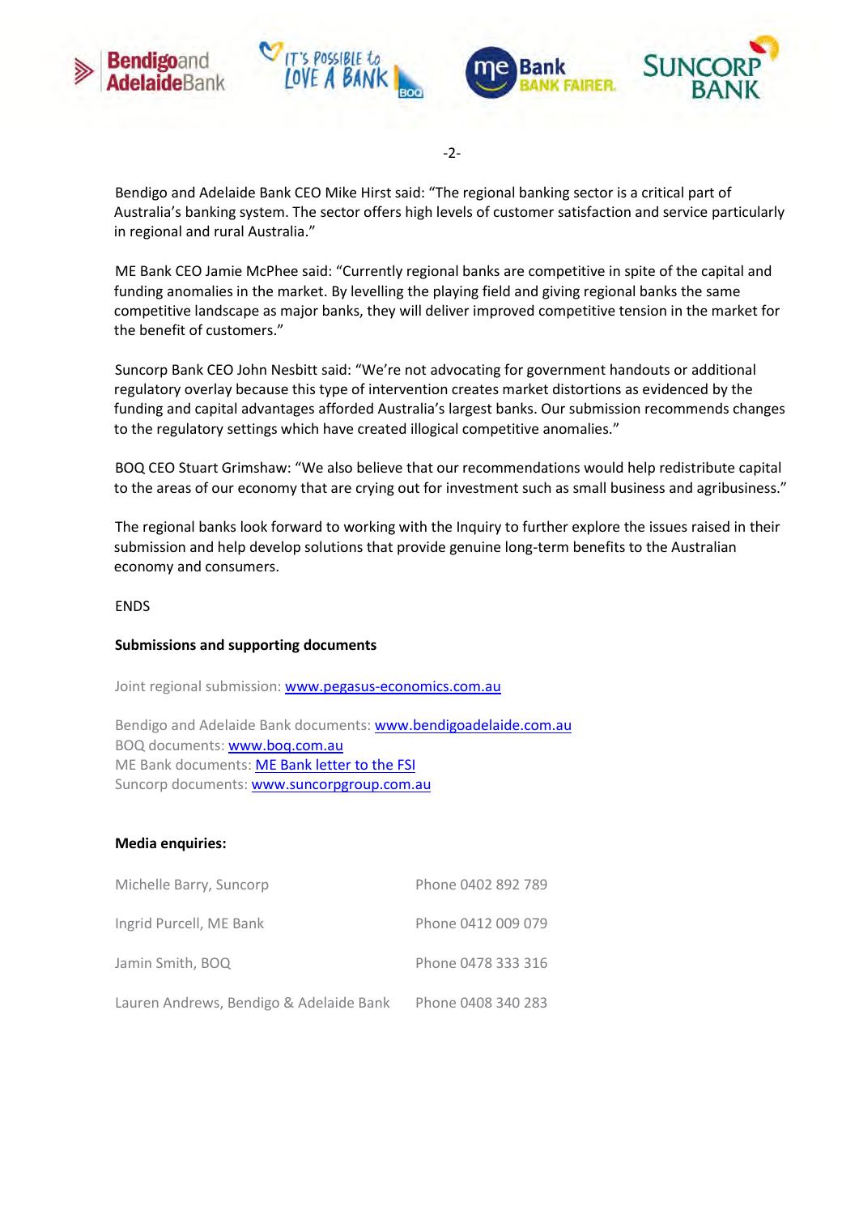Bendigo and Adelaide Bank CEO Mike Hirst said: “The regional banking sector is a critical part of Australia’s banking system. The sector offers high levels of customer satisfaction and service particularly in regional and rural Australia.”

ME Bank CEO Jamie McPhee said: “Currently regional banks are competitive in spite of the capital and funding anomalies in the market. By levelling the playing field and giving regional banks the same competitive landscape as major banks, they will deliver improved competitive tension in the market for the benefit of customers.”

Suncorp Bank CEO John Nesbitt said: “We’re not advocating for government handouts or additional regulatory overlay because this type of intervention creates market distortions as evidenced by the funding and capital advantages afforded Australia’s largest banks. Our submission recommends changes to the regulatory settings which have created illogical competitive anomalies.”

BOQ CEO Stuart Grimshaw: “We also believe that our recommendations would help redistribute capital to the areas of our economy that are crying out for investment such as small business and agribusiness.”

The regional banks look forward to working with the Inquiry to further explore the issues raised in their submission and help develop solutions that provide genuine long-term benefits to the Australian economy and consumers.

ENDS

**Submissions and supporting documents**

Joint regional submission: www.pegasus-economics.com.au

Bendigo and Adelaide Bank documents: www.bendigoadelaide.com.au
BOQ documents: www.boq.com.au
ME Bank documents: ME Bank letter to the FSI
Suncorp documents: www.suncorpgroup.com.au

**Media enquiries:**

| | |
|---|---|
| Michelle Barry, Suncorp | Phone 0402 892 789 |
| Ingrid Purcell, ME Bank | Phone 0412 009 079 |
| Jamin Smith, BOQ | Phone 0478 333 316 |
| Lauren Andrews, Bendigo & Adelaide Bank | Phone 0408 340 283 |